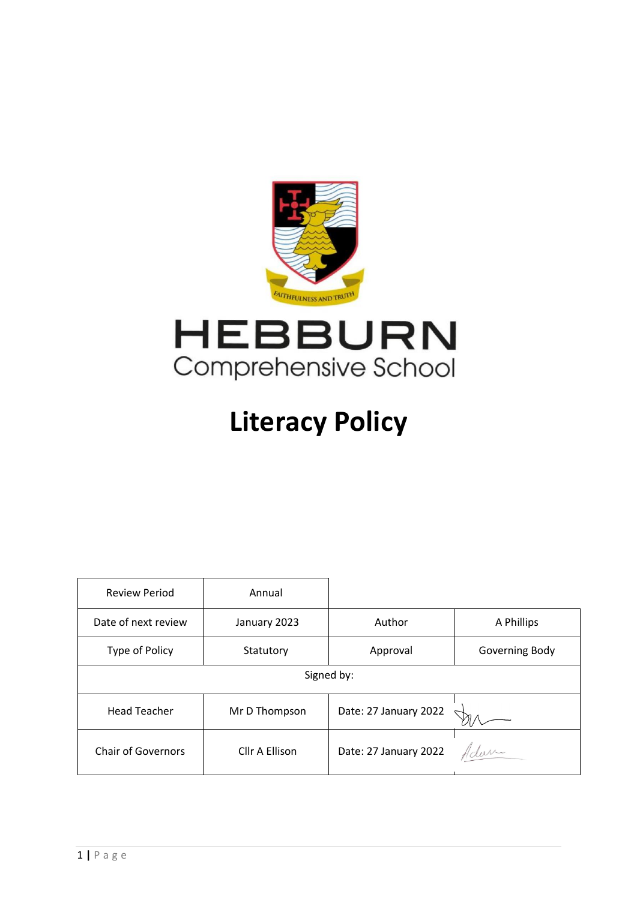HEBBURN
Comprehensive School

# Literacy Policy

| | | | |
|---|---|---|---|
| Review Period | Annual | | |
| Date of next review | January 2023 | Author | A Phillips |
| Type of Policy | Statutory | Approval | Governing Body |
| Signed by: | | | |
| Head Teacher | Mr D Thompson | Date: 27 January 2022 | |
| Chair of Governors | Cllr A Ellison | Date: 27 January 2022 | |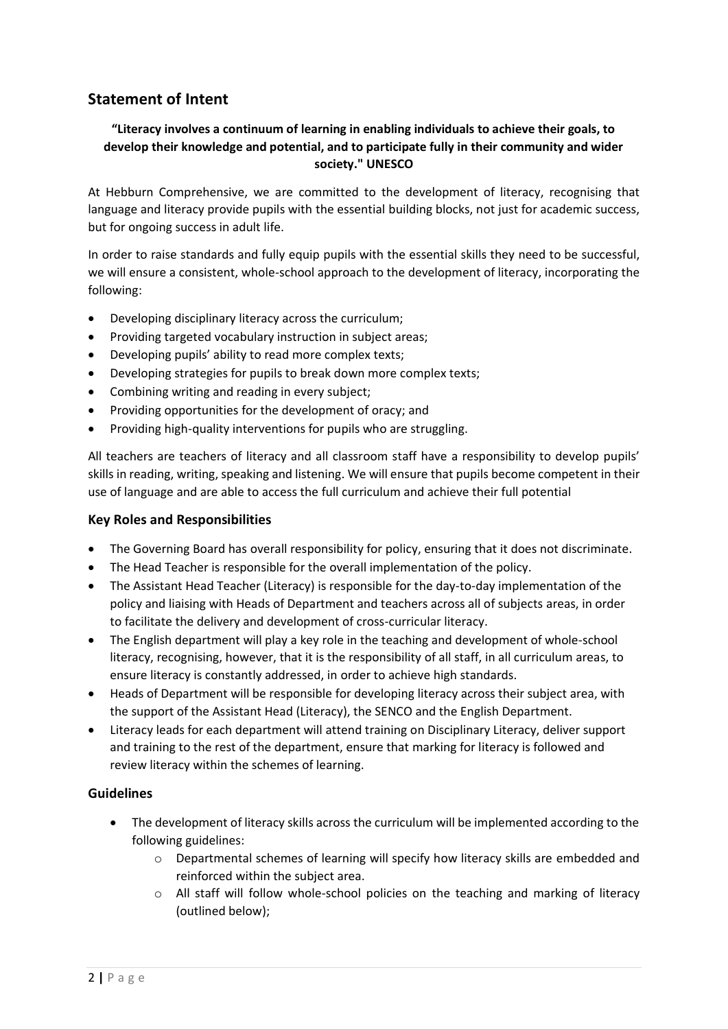## Statement of Intent

**"Literacy involves a continuum of learning in enabling individuals to achieve their goals, to develop their knowledge and potential, and to participate fully in their community and wider society." UNESCO**

At Hebburn Comprehensive, we are committed to the development of literacy, recognising that language and literacy provide pupils with the essential building blocks, not just for academic success, but for ongoing success in adult life.

In order to raise standards and fully equip pupils with the essential skills they need to be successful, we will ensure a consistent, whole-school approach to the development of literacy, incorporating the following:

- Developing disciplinary literacy across the curriculum;
- Providing targeted vocabulary instruction in subject areas;
- Developing pupils' ability to read more complex texts;
- Developing strategies for pupils to break down more complex texts;
- Combining writing and reading in every subject;
- Providing opportunities for the development of oracy; and
- Providing high-quality interventions for pupils who are struggling.

All teachers are teachers of literacy and all classroom staff have a responsibility to develop pupils' skills in reading, writing, speaking and listening. We will ensure that pupils become competent in their use of language and are able to access the full curriculum and achieve their full potential

### Key Roles and Responsibilities

- The Governing Board has overall responsibility for policy, ensuring that it does not discriminate.
- The Head Teacher is responsible for the overall implementation of the policy.
- The Assistant Head Teacher (Literacy) is responsible for the day-to-day implementation of the policy and liaising with Heads of Department and teachers across all of subjects areas, in order to facilitate the delivery and development of cross-curricular literacy.
- The English department will play a key role in the teaching and development of whole-school literacy, recognising, however, that it is the responsibility of all staff, in all curriculum areas, to ensure literacy is constantly addressed, in order to achieve high standards.
- Heads of Department will be responsible for developing literacy across their subject area, with the support of the Assistant Head (Literacy), the SENCO and the English Department.
- Literacy leads for each department will attend training on Disciplinary Literacy, deliver support and training to the rest of the department, ensure that marking for literacy is followed and review literacy within the schemes of learning.

### Guidelines

- The development of literacy skills across the curriculum will be implemented according to the following guidelines:
  - Departmental schemes of learning will specify how literacy skills are embedded and reinforced within the subject area.
  - All staff will follow whole-school policies on the teaching and marking of literacy (outlined below);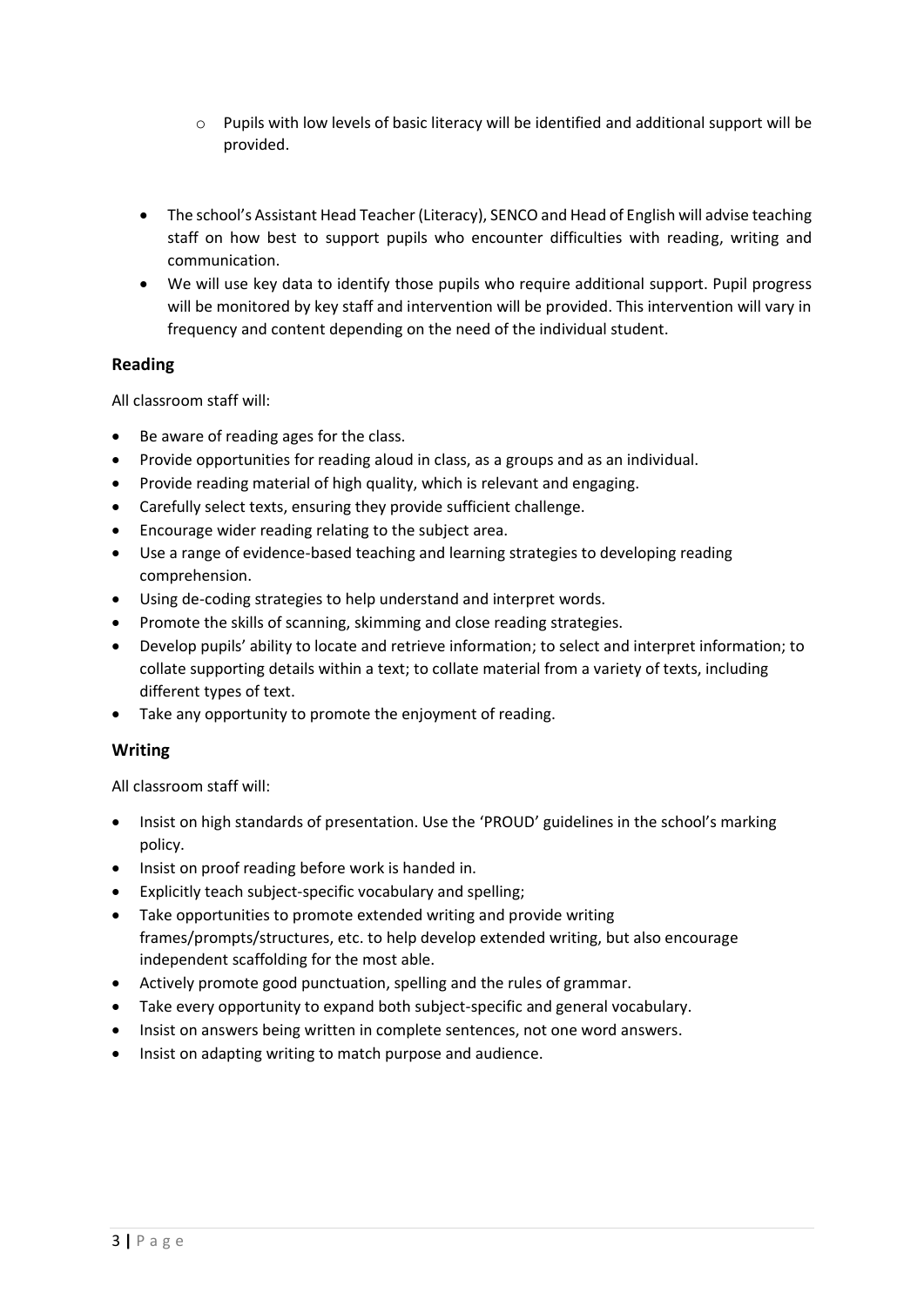- Pupils with low levels of basic literacy will be identified and additional support will be provided.

- The school's Assistant Head Teacher (Literacy), SENCO and Head of English will advise teaching staff on how best to support pupils who encounter difficulties with reading, writing and communication.
- We will use key data to identify those pupils who require additional support. Pupil progress will be monitored by key staff and intervention will be provided. This intervention will vary in frequency and content depending on the need of the individual student.

### Reading

All classroom staff will:

- Be aware of reading ages for the class.
- Provide opportunities for reading aloud in class, as a groups and as an individual.
- Provide reading material of high quality, which is relevant and engaging.
- Carefully select texts, ensuring they provide sufficient challenge.
- Encourage wider reading relating to the subject area.
- Use a range of evidence-based teaching and learning strategies to developing reading comprehension.
- Using de-coding strategies to help understand and interpret words.
- Promote the skills of scanning, skimming and close reading strategies.
- Develop pupils' ability to locate and retrieve information; to select and interpret information; to collate supporting details within a text; to collate material from a variety of texts, including different types of text.
- Take any opportunity to promote the enjoyment of reading.

### Writing

All classroom staff will:

- Insist on high standards of presentation. Use the 'PROUD' guidelines in the school's marking policy.
- Insist on proof reading before work is handed in.
- Explicitly teach subject-specific vocabulary and spelling;
- Take opportunities to promote extended writing and provide writing frames/prompts/structures, etc. to help develop extended writing, but also encourage independent scaffolding for the most able.
- Actively promote good punctuation, spelling and the rules of grammar.
- Take every opportunity to expand both subject-specific and general vocabulary.
- Insist on answers being written in complete sentences, not one word answers.
- Insist on adapting writing to match purpose and audience.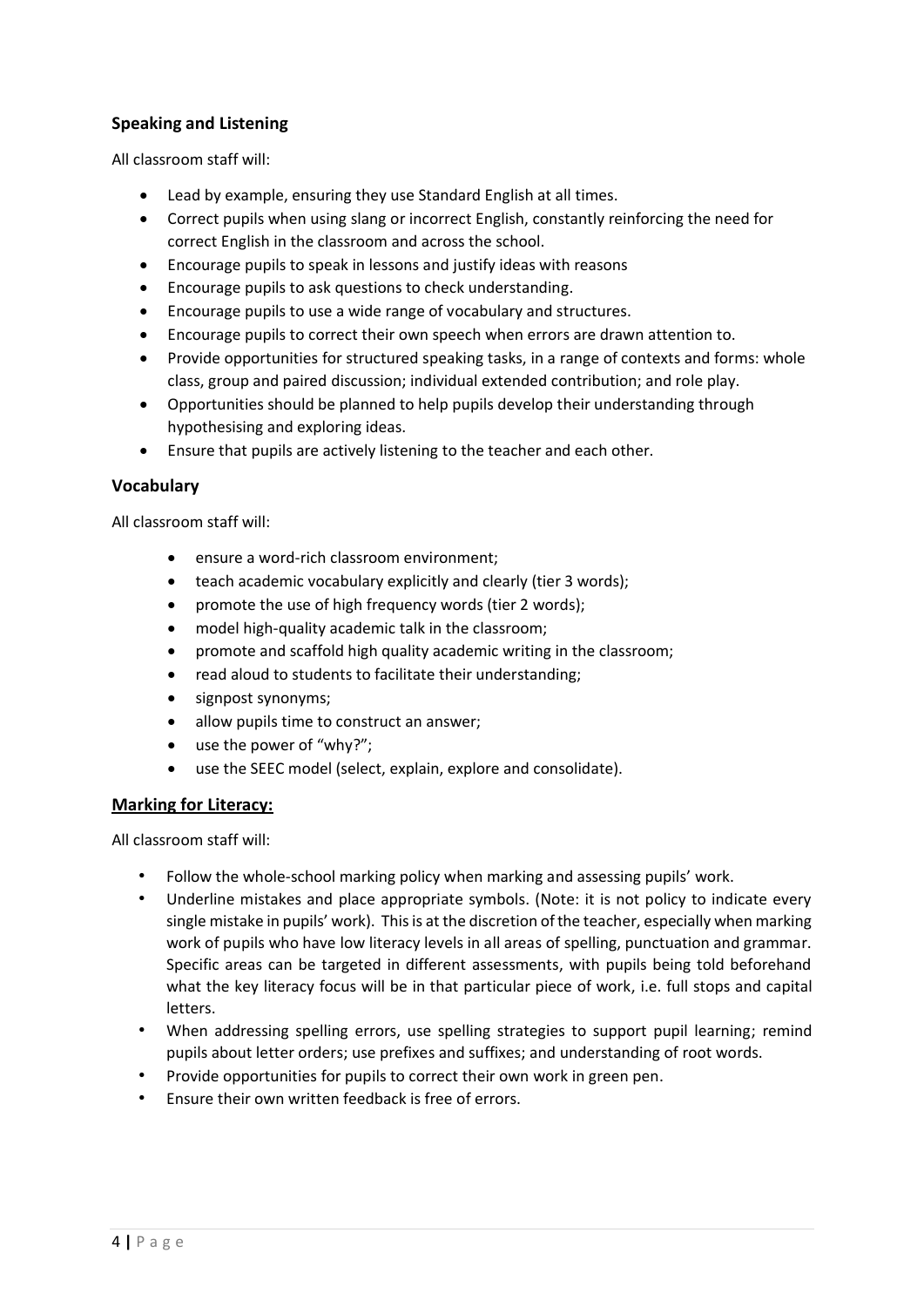## Speaking and Listening

All classroom staff will:

- Lead by example, ensuring they use Standard English at all times.
- Correct pupils when using slang or incorrect English, constantly reinforcing the need for correct English in the classroom and across the school.
- Encourage pupils to speak in lessons and justify ideas with reasons
- Encourage pupils to ask questions to check understanding.
- Encourage pupils to use a wide range of vocabulary and structures.
- Encourage pupils to correct their own speech when errors are drawn attention to.
- Provide opportunities for structured speaking tasks, in a range of contexts and forms: whole class, group and paired discussion; individual extended contribution; and role play.
- Opportunities should be planned to help pupils develop their understanding through hypothesising and exploring ideas.
- Ensure that pupils are actively listening to the teacher and each other.

## Vocabulary

All classroom staff will:

- ensure a word-rich classroom environment;
- teach academic vocabulary explicitly and clearly (tier 3 words);
- promote the use of high frequency words (tier 2 words);
- model high-quality academic talk in the classroom;
- promote and scaffold high quality academic writing in the classroom;
- read aloud to students to facilitate their understanding;
- signpost synonyms;
- allow pupils time to construct an answer;
- use the power of "why?";
- use the SEEC model (select, explain, explore and consolidate).

## **Marking for Literacy:**

All classroom staff will:

- Follow the whole-school marking policy when marking and assessing pupils' work.
- Underline mistakes and place appropriate symbols. (Note: it is not policy to indicate every single mistake in pupils' work). This is at the discretion of the teacher, especially when marking work of pupils who have low literacy levels in all areas of spelling, punctuation and grammar. Specific areas can be targeted in different assessments, with pupils being told beforehand what the key literacy focus will be in that particular piece of work, i.e. full stops and capital letters.
- When addressing spelling errors, use spelling strategies to support pupil learning; remind pupils about letter orders; use prefixes and suffixes; and understanding of root words.
- Provide opportunities for pupils to correct their own work in green pen.
- Ensure their own written feedback is free of errors.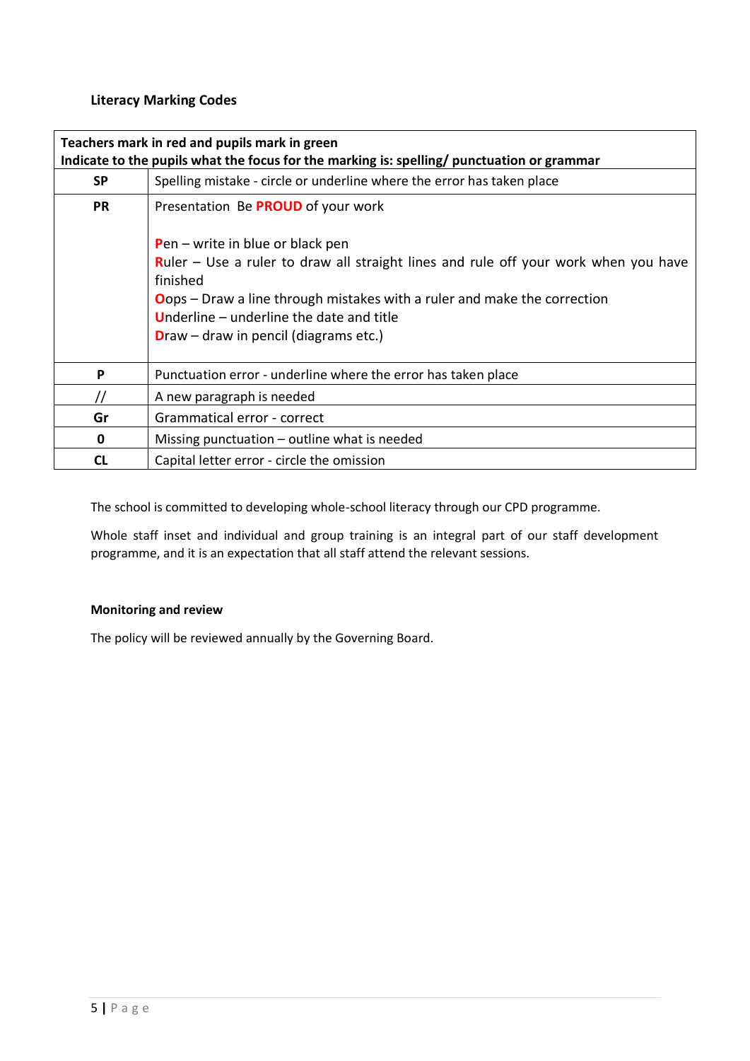**Literacy Marking Codes**

| **Teachers mark in red and pupils mark in green**<br>**Indicate to the pupils what the focus for the marking is: spelling/ punctuation or grammar** | |
|---|---|
| **SP** | Spelling mistake - circle or underline where the error has taken place |
| **PR** | Presentation Be **PROUD** of your work<br><br>**P**en – write in blue or black pen<br>**R**uler – Use a ruler to draw all straight lines and rule off your work when you have finished<br>**O**ops – Draw a line through mistakes with a ruler and make the correction<br>**U**nderline – underline the date and title<br>**D**raw – draw in pencil (diagrams etc.) |
| **P** | Punctuation error - underline where the error has taken place |
| // | A new paragraph is needed |
| **Gr** | Grammatical error - correct |
| **0** | Missing punctuation – outline what is needed |
| **CL** | Capital letter error - circle the omission |

The school is committed to developing whole-school literacy through our CPD programme.

Whole staff inset and individual and group training is an integral part of our staff development programme, and it is an expectation that all staff attend the relevant sessions.

**Monitoring and review**

The policy will be reviewed annually by the Governing Board.